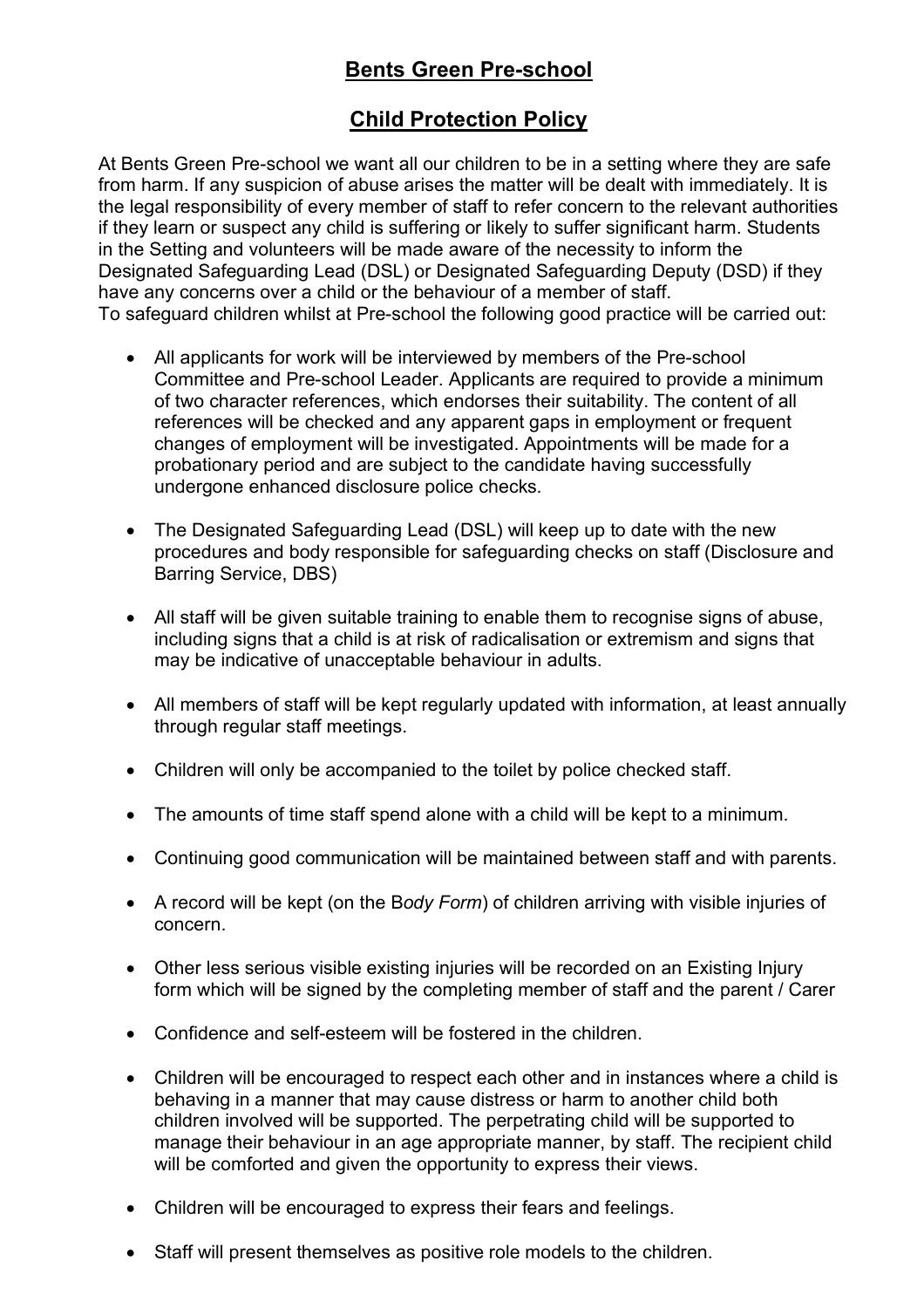# Bents Green Pre-school

## Child Protection Policy

At Bents Green Pre-school we want all our children to be in a setting where they are safe from harm. If any suspicion of abuse arises the matter will be dealt with immediately. It is the legal responsibility of every member of staff to refer concern to the relevant authorities if they learn or suspect any child is suffering or likely to suffer significant harm. Students in the Setting and volunteers will be made aware of the necessity to inform the Designated Safeguarding Lead (DSL) or Designated Safeguarding Deputy (DSD) if they have any concerns over a child or the behaviour of a member of staff.
To safeguard children whilst at Pre-school the following good practice will be carried out:

- All applicants for work will be interviewed by members of the Pre-school Committee and Pre-school Leader. Applicants are required to provide a minimum of two character references, which endorses their suitability. The content of all references will be checked and any apparent gaps in employment or frequent changes of employment will be investigated. Appointments will be made for a probationary period and are subject to the candidate having successfully undergone enhanced disclosure police checks.
- The Designated Safeguarding Lead (DSL) will keep up to date with the new procedures and body responsible for safeguarding checks on staff (Disclosure and Barring Service, DBS)
- All staff will be given suitable training to enable them to recognise signs of abuse, including signs that a child is at risk of radicalisation or extremism and signs that may be indicative of unacceptable behaviour in adults.
- All members of staff will be kept regularly updated with information, at least annually through regular staff meetings.
- Children will only be accompanied to the toilet by police checked staff.
- The amounts of time staff spend alone with a child will be kept to a minimum.
- Continuing good communication will be maintained between staff and with parents.
- A record will be kept (on the B*ody Form*) of children arriving with visible injuries of concern.
- Other less serious visible existing injuries will be recorded on an Existing Injury form which will be signed by the completing member of staff and the parent / Carer
- Confidence and self-esteem will be fostered in the children.
- Children will be encouraged to respect each other and in instances where a child is behaving in a manner that may cause distress or harm to another child both children involved will be supported. The perpetrating child will be supported to manage their behaviour in an age appropriate manner, by staff. The recipient child will be comforted and given the opportunity to express their views.
- Children will be encouraged to express their fears and feelings.
- Staff will present themselves as positive role models to the children.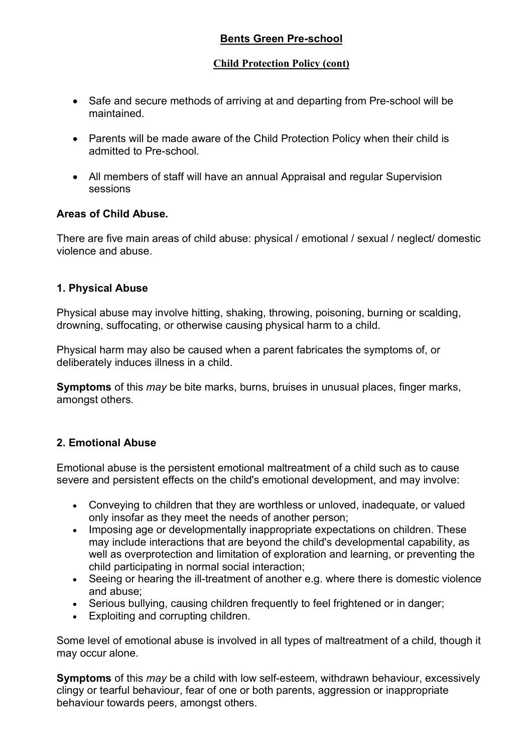**Bents Green Pre-school**

**Child Protection Policy (cont)**

- Safe and secure methods of arriving at and departing from Pre-school will be maintained.
- Parents will be made aware of the Child Protection Policy when their child is admitted to Pre-school.
- All members of staff will have an annual Appraisal and regular Supervision sessions

### Areas of Child Abuse.

There are five main areas of child abuse: physical / emotional / sexual / neglect/ domestic violence and abuse.

### 1. Physical Abuse

Physical abuse may involve hitting, shaking, throwing, poisoning, burning or scalding, drowning, suffocating, or otherwise causing physical harm to a child.

Physical harm may also be caused when a parent fabricates the symptoms of, or deliberately induces illness in a child.

**Symptoms** of this *may* be bite marks, burns, bruises in unusual places, finger marks, amongst others.

### 2. Emotional Abuse

Emotional abuse is the persistent emotional maltreatment of a child such as to cause severe and persistent effects on the child's emotional development, and may involve:

- Conveying to children that they are worthless or unloved, inadequate, or valued only insofar as they meet the needs of another person;
- Imposing age or developmentally inappropriate expectations on children. These may include interactions that are beyond the child's developmental capability, as well as overprotection and limitation of exploration and learning, or preventing the child participating in normal social interaction;
- Seeing or hearing the ill-treatment of another e.g. where there is domestic violence and abuse;
- Serious bullying, causing children frequently to feel frightened or in danger;
- Exploiting and corrupting children.

Some level of emotional abuse is involved in all types of maltreatment of a child, though it may occur alone.

**Symptoms** of this *may* be a child with low self-esteem, withdrawn behaviour, excessively clingy or tearful behaviour, fear of one or both parents, aggression or inappropriate behaviour towards peers, amongst others.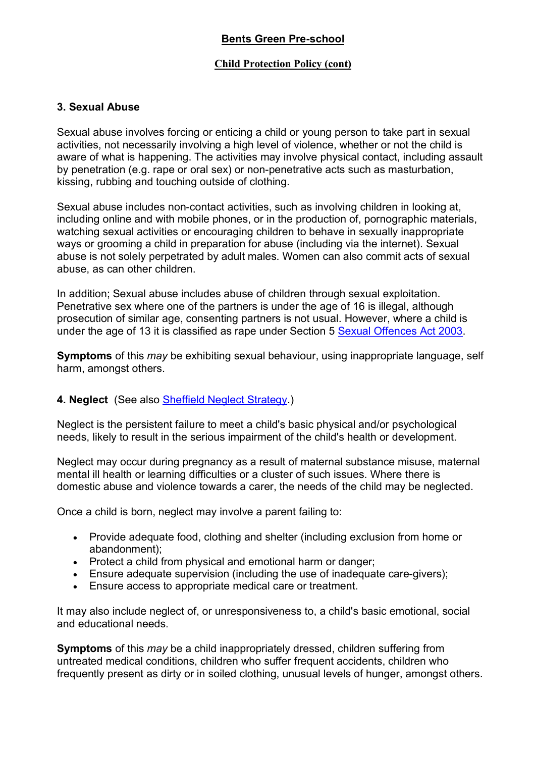**Bents Green Pre-school**

**Child Protection Policy (cont)**

### 3. Sexual Abuse

Sexual abuse involves forcing or enticing a child or young person to take part in sexual activities, not necessarily involving a high level of violence, whether or not the child is aware of what is happening. The activities may involve physical contact, including assault by penetration (e.g. rape or oral sex) or non-penetrative acts such as masturbation, kissing, rubbing and touching outside of clothing.

Sexual abuse includes non-contact activities, such as involving children in looking at, including online and with mobile phones, or in the production of, pornographic materials, watching sexual activities or encouraging children to behave in sexually inappropriate ways or grooming a child in preparation for abuse (including via the internet). Sexual abuse is not solely perpetrated by adult males. Women can also commit acts of sexual abuse, as can other children.

In addition; Sexual abuse includes abuse of children through sexual exploitation. Penetrative sex where one of the partners is under the age of 16 is illegal, although prosecution of similar age, consenting partners is not usual. However, where a child is under the age of 13 it is classified as rape under Section 5 Sexual Offences Act 2003.

**Symptoms** of this *may* be exhibiting sexual behaviour, using inappropriate language, self harm, amongst others.

### 4. Neglect (See also Sheffield Neglect Strategy.)

Neglect is the persistent failure to meet a child's basic physical and/or psychological needs, likely to result in the serious impairment of the child's health or development.

Neglect may occur during pregnancy as a result of maternal substance misuse, maternal mental ill health or learning difficulties or a cluster of such issues. Where there is domestic abuse and violence towards a carer, the needs of the child may be neglected.

Once a child is born, neglect may involve a parent failing to:

- Provide adequate food, clothing and shelter (including exclusion from home or abandonment);
- Protect a child from physical and emotional harm or danger;
- Ensure adequate supervision (including the use of inadequate care-givers);
- Ensure access to appropriate medical care or treatment.

It may also include neglect of, or unresponsiveness to, a child's basic emotional, social and educational needs.

**Symptoms** of this *may* be a child inappropriately dressed, children suffering from untreated medical conditions, children who suffer frequent accidents, children who frequently present as dirty or in soiled clothing, unusual levels of hunger, amongst others.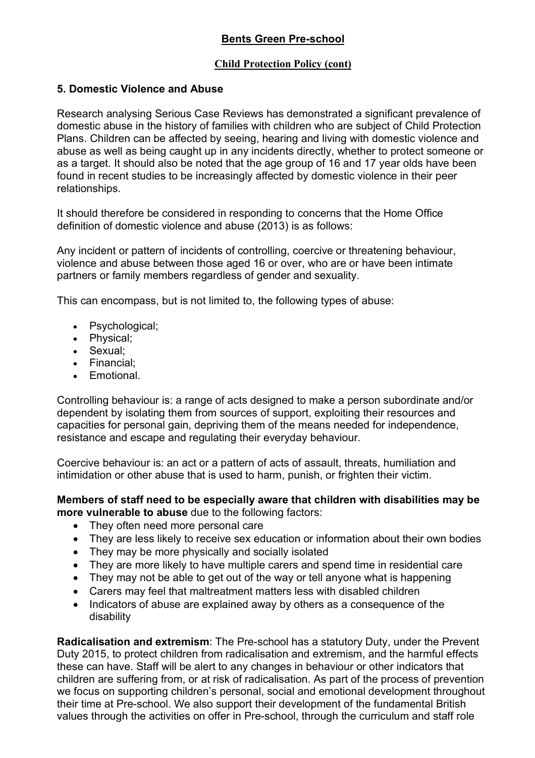# Bents Green Pre-school

## Child Protection Policy (cont)

### 5. Domestic Violence and Abuse

Research analysing Serious Case Reviews has demonstrated a significant prevalence of domestic abuse in the history of families with children who are subject of Child Protection Plans. Children can be affected by seeing, hearing and living with domestic violence and abuse as well as being caught up in any incidents directly, whether to protect someone or as a target. It should also be noted that the age group of 16 and 17 year olds have been found in recent studies to be increasingly affected by domestic violence in their peer relationships.

It should therefore be considered in responding to concerns that the Home Office definition of domestic violence and abuse (2013) is as follows:

Any incident or pattern of incidents of controlling, coercive or threatening behaviour, violence and abuse between those aged 16 or over, who are or have been intimate partners or family members regardless of gender and sexuality.

This can encompass, but is not limited to, the following types of abuse:

- Psychological;
- Physical;
- Sexual;
- Financial;
- Emotional.

Controlling behaviour is: a range of acts designed to make a person subordinate and/or dependent by isolating them from sources of support, exploiting their resources and capacities for personal gain, depriving them of the means needed for independence, resistance and escape and regulating their everyday behaviour.

Coercive behaviour is: an act or a pattern of acts of assault, threats, humiliation and intimidation or other abuse that is used to harm, punish, or frighten their victim.

**Members of staff need to be especially aware that children with disabilities may be more vulnerable to abuse** due to the following factors:

- They often need more personal care
- They are less likely to receive sex education or information about their own bodies
- They may be more physically and socially isolated
- They are more likely to have multiple carers and spend time in residential care
- They may not be able to get out of the way or tell anyone what is happening
- Carers may feel that maltreatment matters less with disabled children
- Indicators of abuse are explained away by others as a consequence of the disability

**Radicalisation and extremism**: The Pre-school has a statutory Duty, under the Prevent Duty 2015, to protect children from radicalisation and extremism, and the harmful effects these can have. Staff will be alert to any changes in behaviour or other indicators that children are suffering from, or at risk of radicalisation. As part of the process of prevention we focus on supporting children's personal, social and emotional development throughout their time at Pre-school. We also support their development of the fundamental British values through the activities on offer in Pre-school, through the curriculum and staff role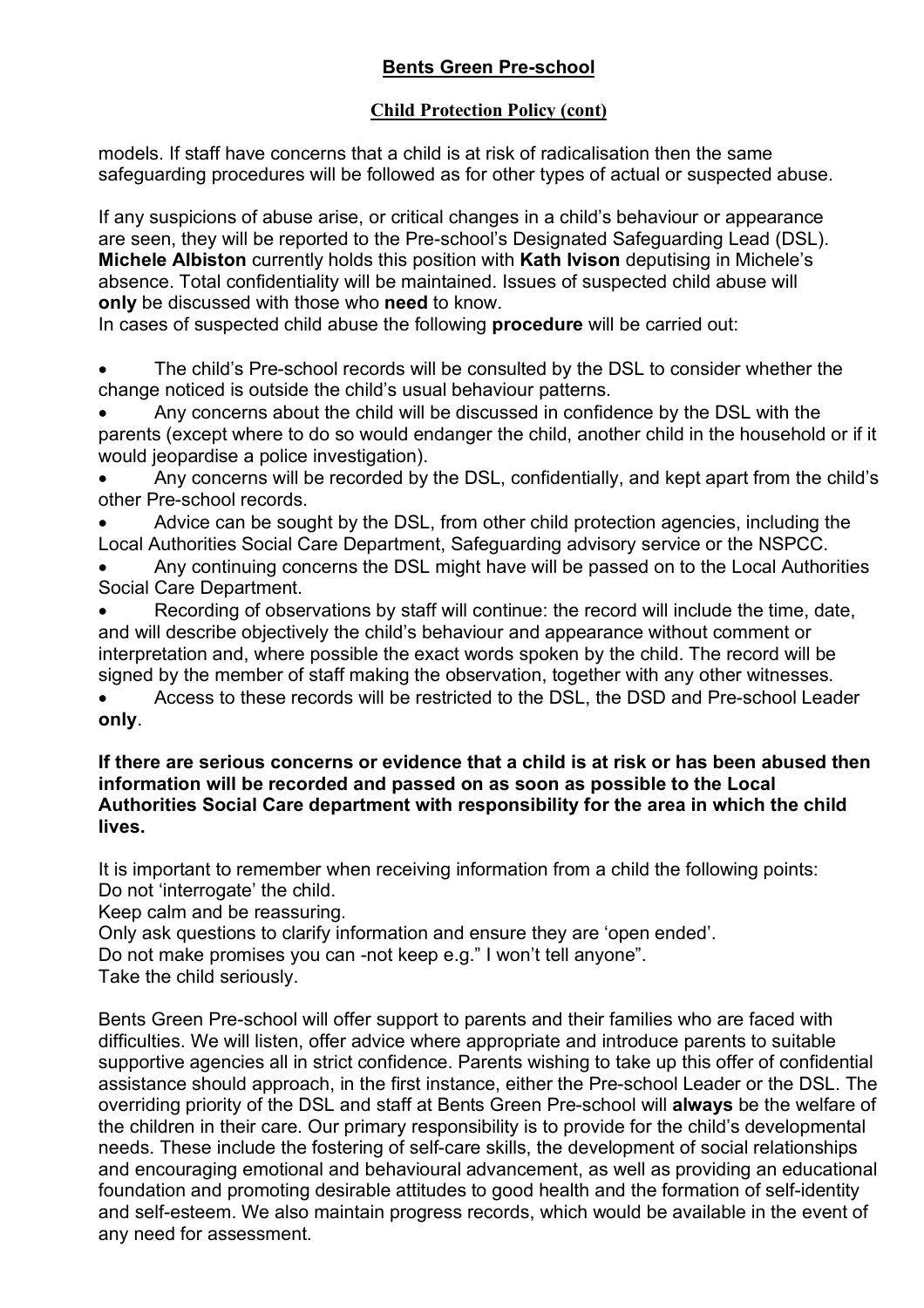**Bents Green Pre-school**

**Child Protection Policy (cont)**

models. If staff have concerns that a child is at risk of radicalisation then the same safeguarding procedures will be followed as for other types of actual or suspected abuse.

If any suspicions of abuse arise, or critical changes in a child's behaviour or appearance are seen, they will be reported to the Pre-school's Designated Safeguarding Lead (DSL). **Michele Albiston** currently holds this position with **Kath Ivison** deputising in Michele's absence. Total confidentiality will be maintained. Issues of suspected child abuse will **only** be discussed with those who **need** to know.
In cases of suspected child abuse the following **procedure** will be carried out:

- The child's Pre-school records will be consulted by the DSL to consider whether the change noticed is outside the child's usual behaviour patterns.
- Any concerns about the child will be discussed in confidence by the DSL with the parents (except where to do so would endanger the child, another child in the household or if it would jeopardise a police investigation).
- Any concerns will be recorded by the DSL, confidentially, and kept apart from the child's other Pre-school records.
- Advice can be sought by the DSL, from other child protection agencies, including the Local Authorities Social Care Department, Safeguarding advisory service or the NSPCC.
- Any continuing concerns the DSL might have will be passed on to the Local Authorities Social Care Department.
- Recording of observations by staff will continue: the record will include the time, date, and will describe objectively the child's behaviour and appearance without comment or interpretation and, where possible the exact words spoken by the child. The record will be signed by the member of staff making the observation, together with any other witnesses.
- Access to these records will be restricted to the DSL, the DSD and Pre-school Leader **only**.

**If there are serious concerns or evidence that a child is at risk or has been abused then information will be recorded and passed on as soon as possible to the Local Authorities Social Care department with responsibility for the area in which the child lives.**

It is important to remember when receiving information from a child the following points:
Do not 'interrogate' the child.
Keep calm and be reassuring.
Only ask questions to clarify information and ensure they are 'open ended'.
Do not make promises you can -not keep e.g." I won't tell anyone".
Take the child seriously.

Bents Green Pre-school will offer support to parents and their families who are faced with difficulties. We will listen, offer advice where appropriate and introduce parents to suitable supportive agencies all in strict confidence. Parents wishing to take up this offer of confidential assistance should approach, in the first instance, either the Pre-school Leader or the DSL. The overriding priority of the DSL and staff at Bents Green Pre-school will **always** be the welfare of the children in their care. Our primary responsibility is to provide for the child's developmental needs. These include the fostering of self-care skills, the development of social relationships and encouraging emotional and behavioural advancement, as well as providing an educational foundation and promoting desirable attitudes to good health and the formation of self-identity and self-esteem. We also maintain progress records, which would be available in the event of any need for assessment.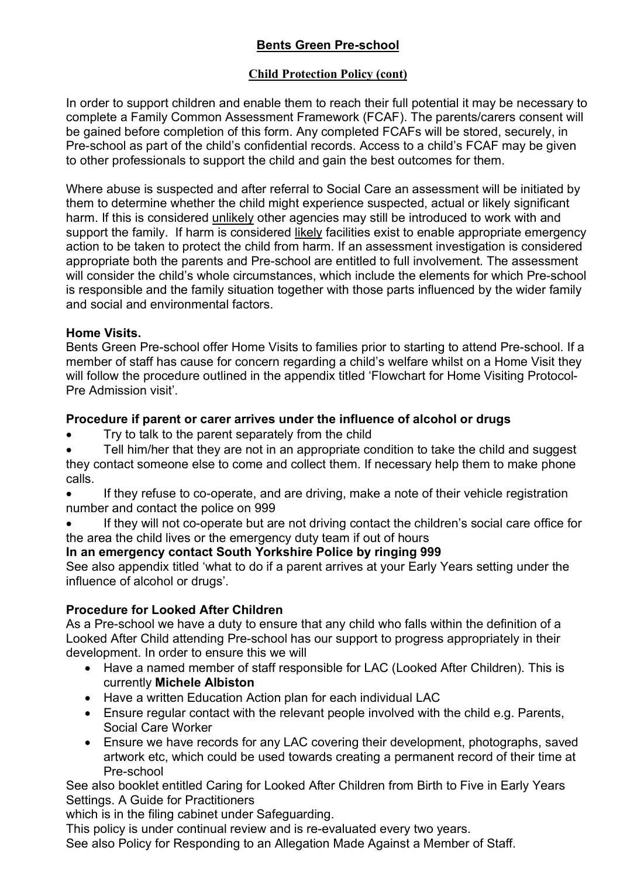**Bents Green Pre-school**

**Child Protection Policy (cont)**

In order to support children and enable them to reach their full potential it may be necessary to complete a Family Common Assessment Framework (FCAF). The parents/carers consent will be gained before completion of this form. Any completed FCAFs will be stored, securely, in Pre-school as part of the child's confidential records. Access to a child's FCAF may be given to other professionals to support the child and gain the best outcomes for them.

Where abuse is suspected and after referral to Social Care an assessment will be initiated by them to determine whether the child might experience suspected, actual or likely significant harm. If this is considered unlikely other agencies may still be introduced to work with and support the family. If harm is considered likely facilities exist to enable appropriate emergency action to be taken to protect the child from harm. If an assessment investigation is considered appropriate both the parents and Pre-school are entitled to full involvement. The assessment will consider the child's whole circumstances, which include the elements for which Pre-school is responsible and the family situation together with those parts influenced by the wider family and social and environmental factors.

**Home Visits.**

Bents Green Pre-school offer Home Visits to families prior to starting to attend Pre-school. If a member of staff has cause for concern regarding a child's welfare whilst on a Home Visit they will follow the procedure outlined in the appendix titled 'Flowchart for Home Visiting Protocol-Pre Admission visit'.

**Procedure if parent or carer arrives under the influence of alcohol or drugs**

- Try to talk to the parent separately from the child
- Tell him/her that they are not in an appropriate condition to take the child and suggest they contact someone else to come and collect them. If necessary help them to make phone calls.
- If they refuse to co-operate, and are driving, make a note of their vehicle registration number and contact the police on 999
- If they will not co-operate but are not driving contact the children's social care office for the area the child lives or the emergency duty team if out of hours

**In an emergency contact South Yorkshire Police by ringing 999**

See also appendix titled 'what to do if a parent arrives at your Early Years setting under the influence of alcohol or drugs'.

**Procedure for Looked After Children**

As a Pre-school we have a duty to ensure that any child who falls within the definition of a Looked After Child attending Pre-school has our support to progress appropriately in their development. In order to ensure this we will

- Have a named member of staff responsible for LAC (Looked After Children). This is currently **Michele Albiston**
- Have a written Education Action plan for each individual LAC
- Ensure regular contact with the relevant people involved with the child e.g. Parents, Social Care Worker
- Ensure we have records for any LAC covering their development, photographs, saved artwork etc, which could be used towards creating a permanent record of their time at Pre-school

See also booklet entitled Caring for Looked After Children from Birth to Five in Early Years Settings. A Guide for Practitioners
which is in the filing cabinet under Safeguarding.
This policy is under continual review and is re-evaluated every two years.
See also Policy for Responding to an Allegation Made Against a Member of Staff.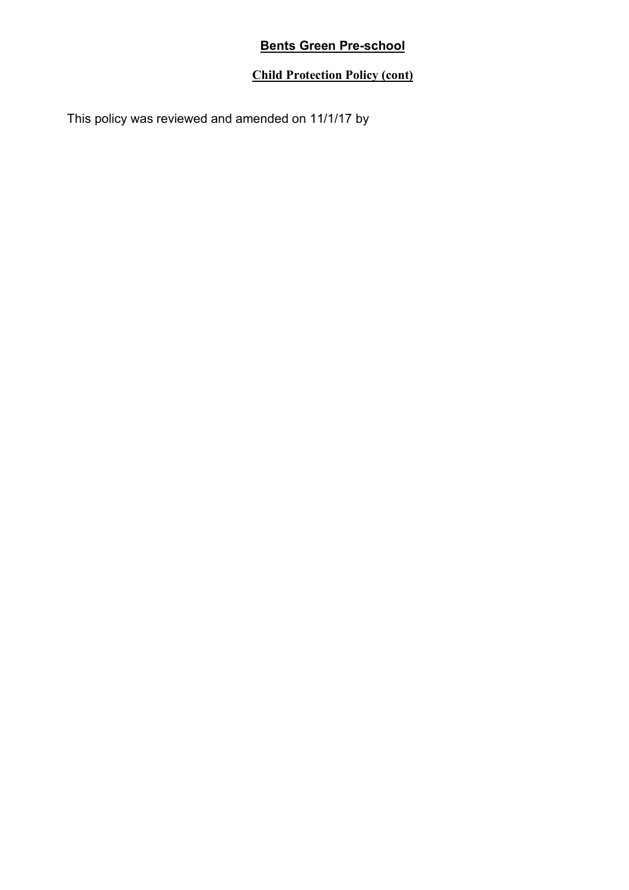# Bents Green Pre-school

## Child Protection Policy (cont)

This policy was reviewed and amended on 11/1/17 by